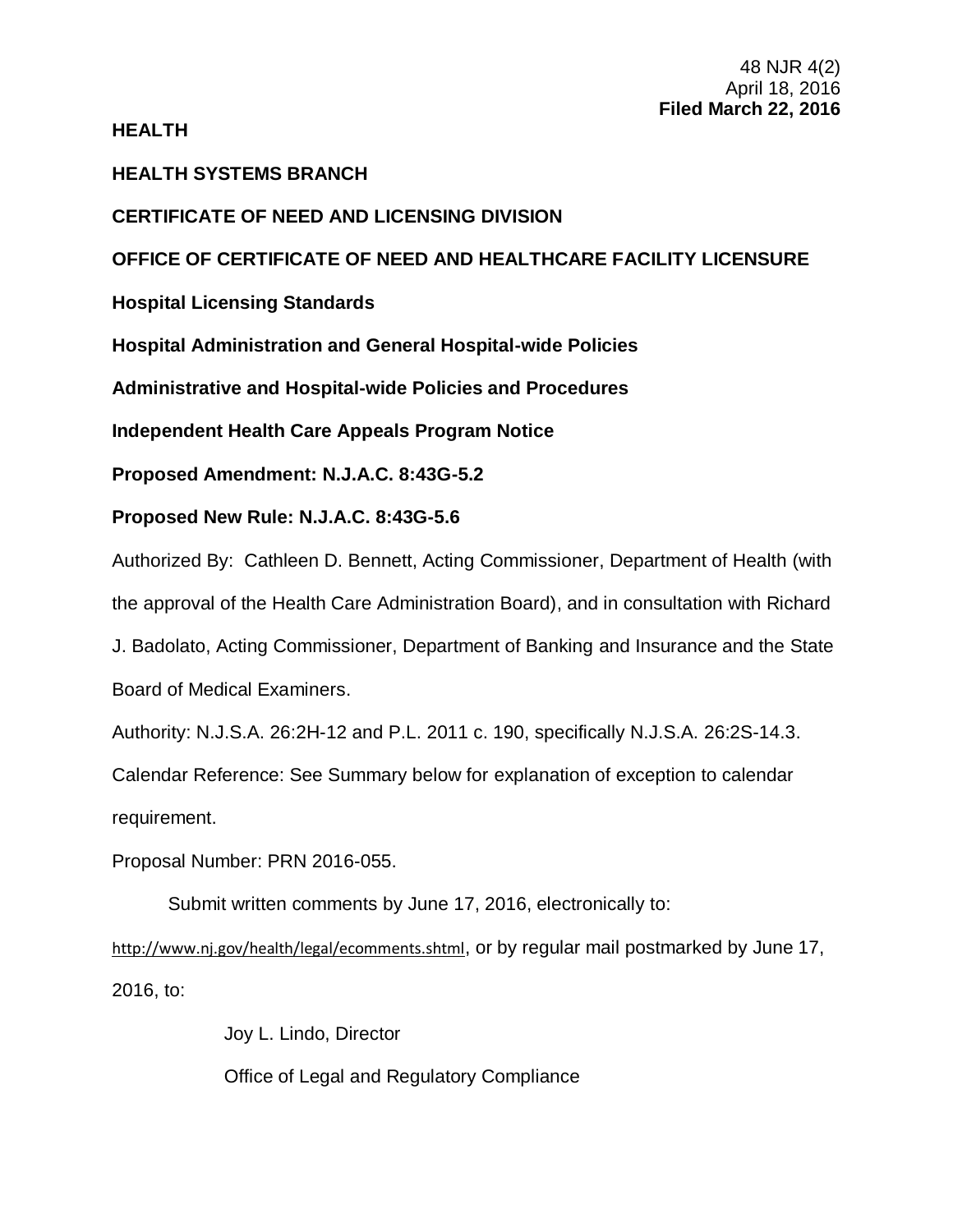48 NJR 4(2)
April 18, 2016
**Filed March 22, 2016**

**HEALTH**

**HEALTH SYSTEMS BRANCH**

**CERTIFICATE OF NEED AND LICENSING DIVISION**

**OFFICE OF CERTIFICATE OF NEED AND HEALTHCARE FACILITY LICENSURE**

**Hospital Licensing Standards**

**Hospital Administration and General Hospital-wide Policies**

**Administrative and Hospital-wide Policies and Procedures**

**Independent Health Care Appeals Program Notice**

**Proposed Amendment: N.J.A.C. 8:43G-5.2**

**Proposed New Rule: N.J.A.C. 8:43G-5.6**

Authorized By: Cathleen D. Bennett, Acting Commissioner, Department of Health (with the approval of the Health Care Administration Board), and in consultation with Richard J. Badolato, Acting Commissioner, Department of Banking and Insurance and the State Board of Medical Examiners.

Authority: N.J.S.A. 26:2H-12 and P.L. 2011 c. 190, specifically N.J.S.A. 26:2S-14.3.

Calendar Reference: See Summary below for explanation of exception to calendar requirement.

Proposal Number: PRN 2016-055.

Submit written comments by June 17, 2016, electronically to: http://www.nj.gov/health/legal/ecomments.shtml, or by regular mail postmarked by June 17, 2016, to:

Joy L. Lindo, Director

Office of Legal and Regulatory Compliance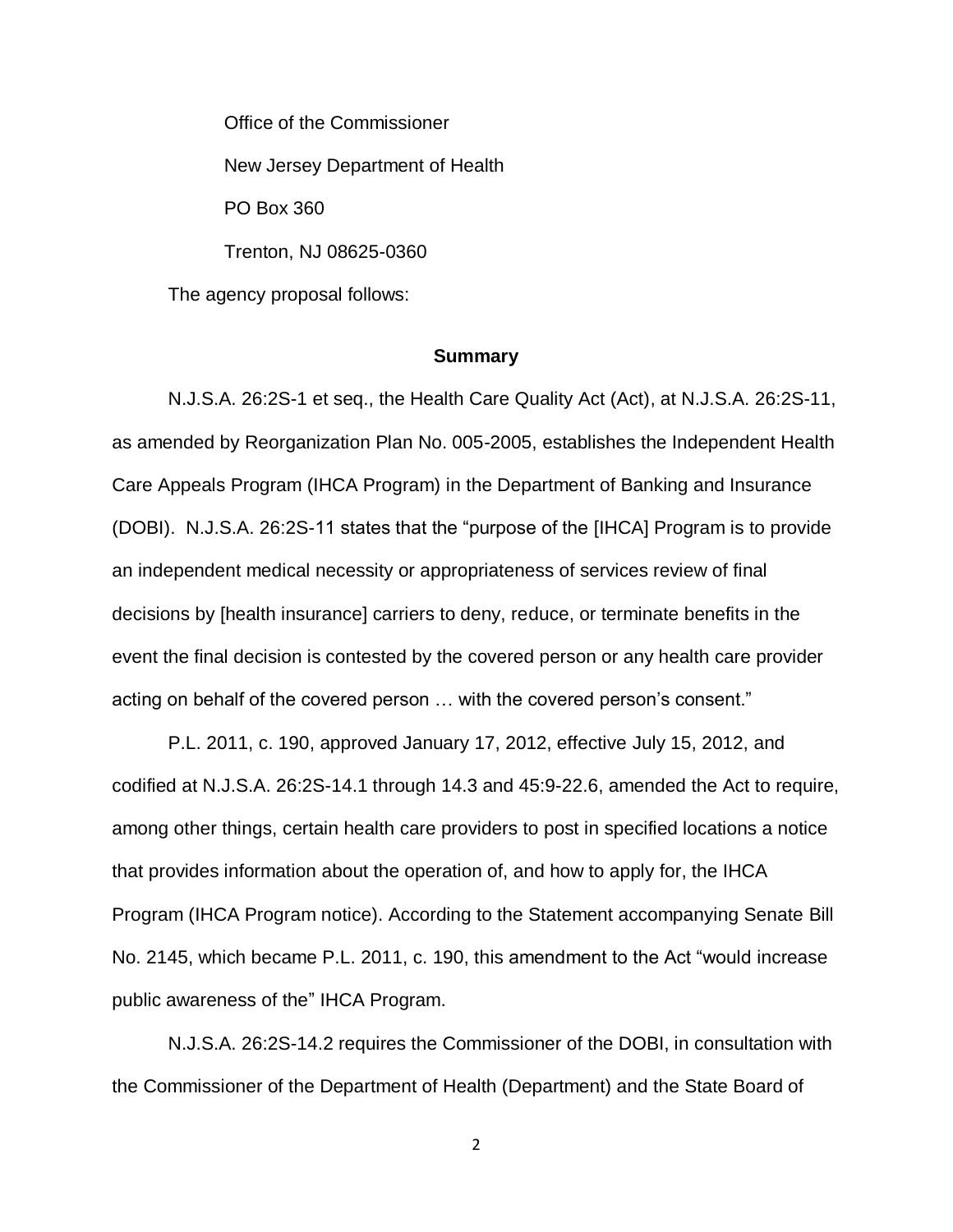Office of the Commissioner

New Jersey Department of Health

PO Box 360

Trenton, NJ 08625-0360

The agency proposal follows:

## Summary

N.J.S.A. 26:2S-1 et seq., the Health Care Quality Act (Act), at N.J.S.A. 26:2S-11, as amended by Reorganization Plan No. 005-2005, establishes the Independent Health Care Appeals Program (IHCA Program) in the Department of Banking and Insurance (DOBI). N.J.S.A. 26:2S-11 states that the "purpose of the [IHCA] Program is to provide an independent medical necessity or appropriateness of services review of final decisions by [health insurance] carriers to deny, reduce, or terminate benefits in the event the final decision is contested by the covered person or any health care provider acting on behalf of the covered person … with the covered person's consent."

P.L. 2011, c. 190, approved January 17, 2012, effective July 15, 2012, and codified at N.J.S.A. 26:2S-14.1 through 14.3 and 45:9-22.6, amended the Act to require, among other things, certain health care providers to post in specified locations a notice that provides information about the operation of, and how to apply for, the IHCA Program (IHCA Program notice). According to the Statement accompanying Senate Bill No. 2145, which became P.L. 2011, c. 190, this amendment to the Act "would increase public awareness of the" IHCA Program.

N.J.S.A. 26:2S-14.2 requires the Commissioner of the DOBI, in consultation with the Commissioner of the Department of Health (Department) and the State Board of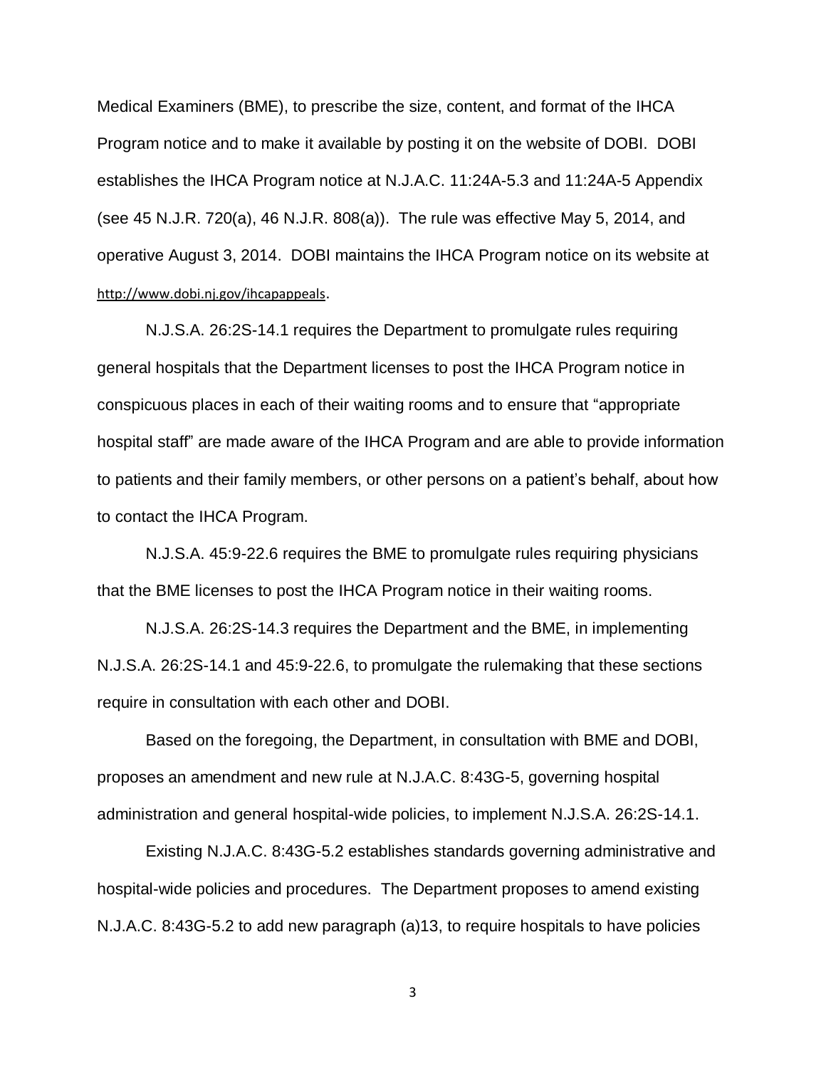Medical Examiners (BME), to prescribe the size, content, and format of the IHCA Program notice and to make it available by posting it on the website of DOBI. DOBI establishes the IHCA Program notice at N.J.A.C. 11:24A-5.3 and 11:24A-5 Appendix (see 45 N.J.R. 720(a), 46 N.J.R. 808(a)). The rule was effective May 5, 2014, and operative August 3, 2014. DOBI maintains the IHCA Program notice on its website at http://www.dobi.nj.gov/ihcapappeals.

N.J.S.A. 26:2S-14.1 requires the Department to promulgate rules requiring general hospitals that the Department licenses to post the IHCA Program notice in conspicuous places in each of their waiting rooms and to ensure that "appropriate hospital staff" are made aware of the IHCA Program and are able to provide information to patients and their family members, or other persons on a patient's behalf, about how to contact the IHCA Program.

N.J.S.A. 45:9-22.6 requires the BME to promulgate rules requiring physicians that the BME licenses to post the IHCA Program notice in their waiting rooms.

N.J.S.A. 26:2S-14.3 requires the Department and the BME, in implementing N.J.S.A. 26:2S-14.1 and 45:9-22.6, to promulgate the rulemaking that these sections require in consultation with each other and DOBI.

Based on the foregoing, the Department, in consultation with BME and DOBI, proposes an amendment and new rule at N.J.A.C. 8:43G-5, governing hospital administration and general hospital-wide policies, to implement N.J.S.A. 26:2S-14.1.

Existing N.J.A.C. 8:43G-5.2 establishes standards governing administrative and hospital-wide policies and procedures. The Department proposes to amend existing N.J.A.C. 8:43G-5.2 to add new paragraph (a)13, to require hospitals to have policies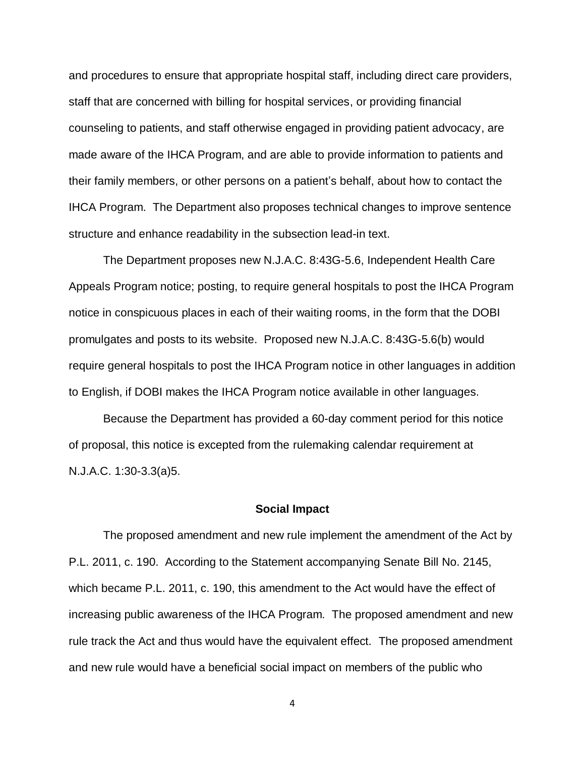and procedures to ensure that appropriate hospital staff, including direct care providers, staff that are concerned with billing for hospital services, or providing financial counseling to patients, and staff otherwise engaged in providing patient advocacy, are made aware of the IHCA Program, and are able to provide information to patients and their family members, or other persons on a patient's behalf, about how to contact the IHCA Program. The Department also proposes technical changes to improve sentence structure and enhance readability in the subsection lead-in text.

The Department proposes new N.J.A.C. 8:43G-5.6, Independent Health Care Appeals Program notice; posting, to require general hospitals to post the IHCA Program notice in conspicuous places in each of their waiting rooms, in the form that the DOBI promulgates and posts to its website. Proposed new N.J.A.C. 8:43G-5.6(b) would require general hospitals to post the IHCA Program notice in other languages in addition to English, if DOBI makes the IHCA Program notice available in other languages.

Because the Department has provided a 60-day comment period for this notice of proposal, this notice is excepted from the rulemaking calendar requirement at N.J.A.C. 1:30-3.3(a)5.

**Social Impact**

The proposed amendment and new rule implement the amendment of the Act by P.L. 2011, c. 190. According to the Statement accompanying Senate Bill No. 2145, which became P.L. 2011, c. 190, this amendment to the Act would have the effect of increasing public awareness of the IHCA Program. The proposed amendment and new rule track the Act and thus would have the equivalent effect. The proposed amendment and new rule would have a beneficial social impact on members of the public who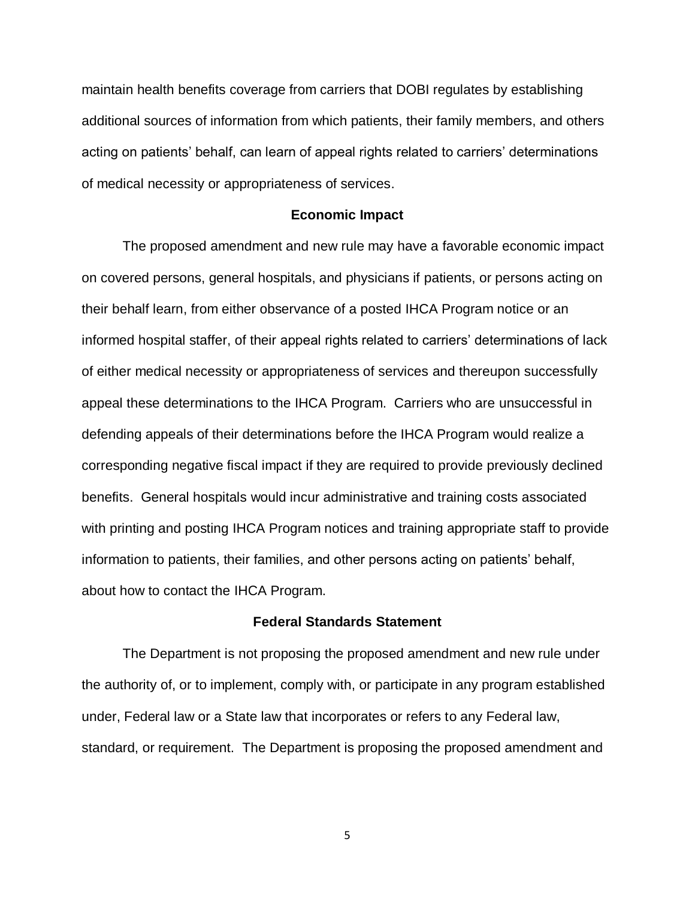maintain health benefits coverage from carriers that DOBI regulates by establishing additional sources of information from which patients, their family members, and others acting on patients' behalf, can learn of appeal rights related to carriers' determinations of medical necessity or appropriateness of services.

**Economic Impact**

The proposed amendment and new rule may have a favorable economic impact on covered persons, general hospitals, and physicians if patients, or persons acting on their behalf learn, from either observance of a posted IHCA Program notice or an informed hospital staffer, of their appeal rights related to carriers' determinations of lack of either medical necessity or appropriateness of services and thereupon successfully appeal these determinations to the IHCA Program. Carriers who are unsuccessful in defending appeals of their determinations before the IHCA Program would realize a corresponding negative fiscal impact if they are required to provide previously declined benefits. General hospitals would incur administrative and training costs associated with printing and posting IHCA Program notices and training appropriate staff to provide information to patients, their families, and other persons acting on patients' behalf, about how to contact the IHCA Program.

**Federal Standards Statement**

The Department is not proposing the proposed amendment and new rule under the authority of, or to implement, comply with, or participate in any program established under, Federal law or a State law that incorporates or refers to any Federal law, standard, or requirement. The Department is proposing the proposed amendment and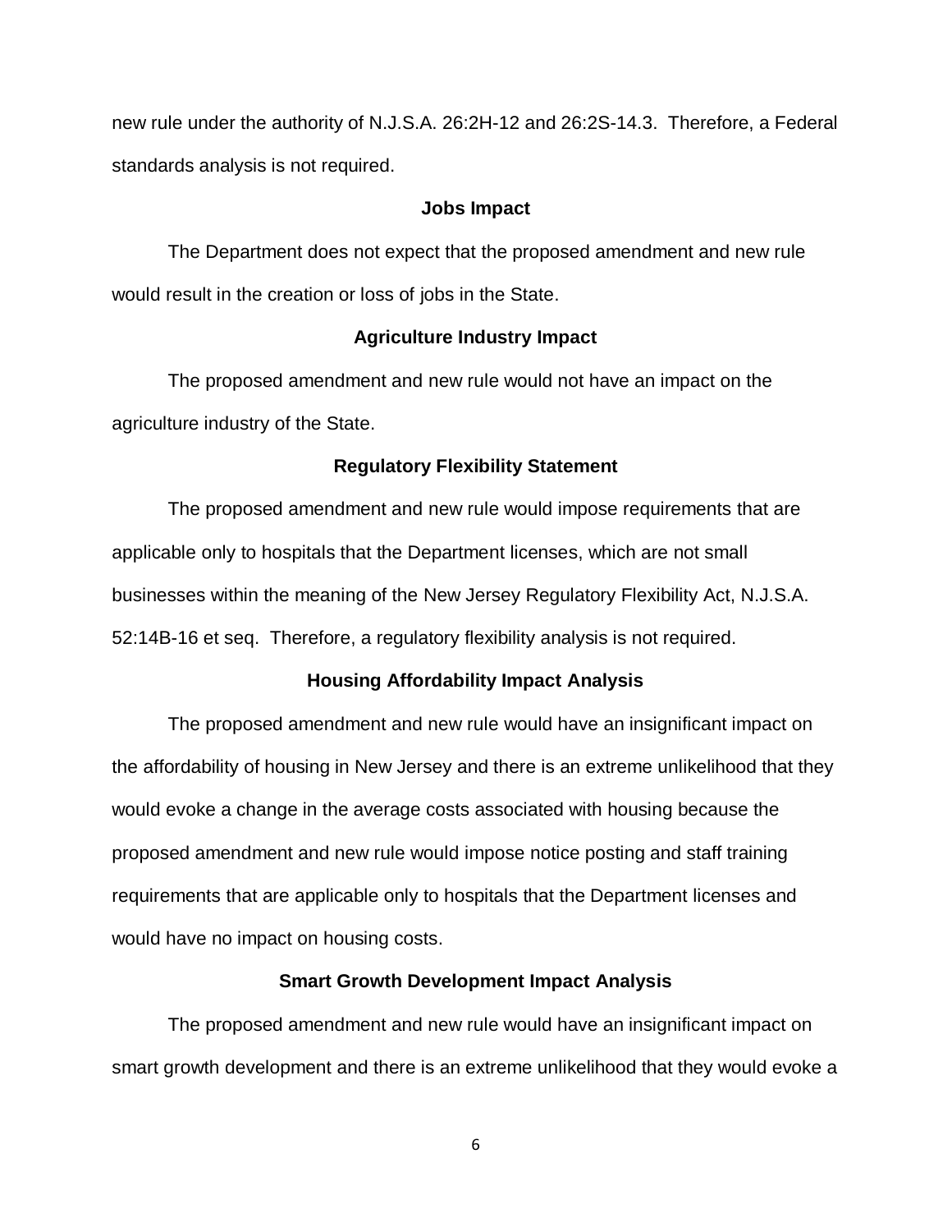new rule under the authority of N.J.S.A. 26:2H-12 and 26:2S-14.3. Therefore, a Federal standards analysis is not required.

## Jobs Impact

The Department does not expect that the proposed amendment and new rule would result in the creation or loss of jobs in the State.

## Agriculture Industry Impact

The proposed amendment and new rule would not have an impact on the agriculture industry of the State.

## Regulatory Flexibility Statement

The proposed amendment and new rule would impose requirements that are applicable only to hospitals that the Department licenses, which are not small businesses within the meaning of the New Jersey Regulatory Flexibility Act, N.J.S.A. 52:14B-16 et seq. Therefore, a regulatory flexibility analysis is not required.

## Housing Affordability Impact Analysis

The proposed amendment and new rule would have an insignificant impact on the affordability of housing in New Jersey and there is an extreme unlikelihood that they would evoke a change in the average costs associated with housing because the proposed amendment and new rule would impose notice posting and staff training requirements that are applicable only to hospitals that the Department licenses and would have no impact on housing costs.

## Smart Growth Development Impact Analysis

The proposed amendment and new rule would have an insignificant impact on smart growth development and there is an extreme unlikelihood that they would evoke a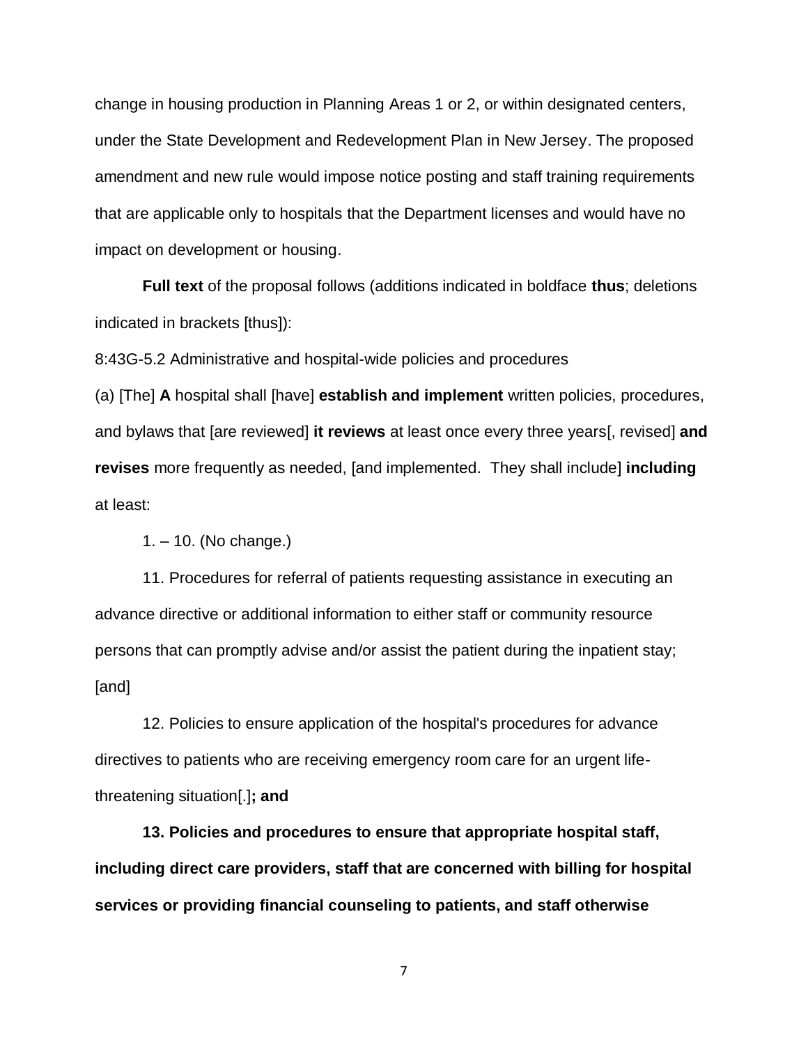change in housing production in Planning Areas 1 or 2, or within designated centers, under the State Development and Redevelopment Plan in New Jersey. The proposed amendment and new rule would impose notice posting and staff training requirements that are applicable only to hospitals that the Department licenses and would have no impact on development or housing.

**Full text** of the proposal follows (additions indicated in boldface **thus**; deletions indicated in brackets [thus]):

8:43G-5.2 Administrative and hospital-wide policies and procedures

(a) [The] **A** hospital shall [have] **establish and implement** written policies, procedures, and bylaws that [are reviewed] **it reviews** at least once every three years[, revised] **and revises** more frequently as needed, [and implemented. They shall include] **including** at least:

1. – 10. (No change.)

11. Procedures for referral of patients requesting assistance in executing an advance directive or additional information to either staff or community resource persons that can promptly advise and/or assist the patient during the inpatient stay; [and]

12. Policies to ensure application of the hospital's procedures for advance directives to patients who are receiving emergency room care for an urgent life-threatening situation[.]**; and**

**13. Policies and procedures to ensure that appropriate hospital staff, including direct care providers, staff that are concerned with billing for hospital services or providing financial counseling to patients, and staff otherwise**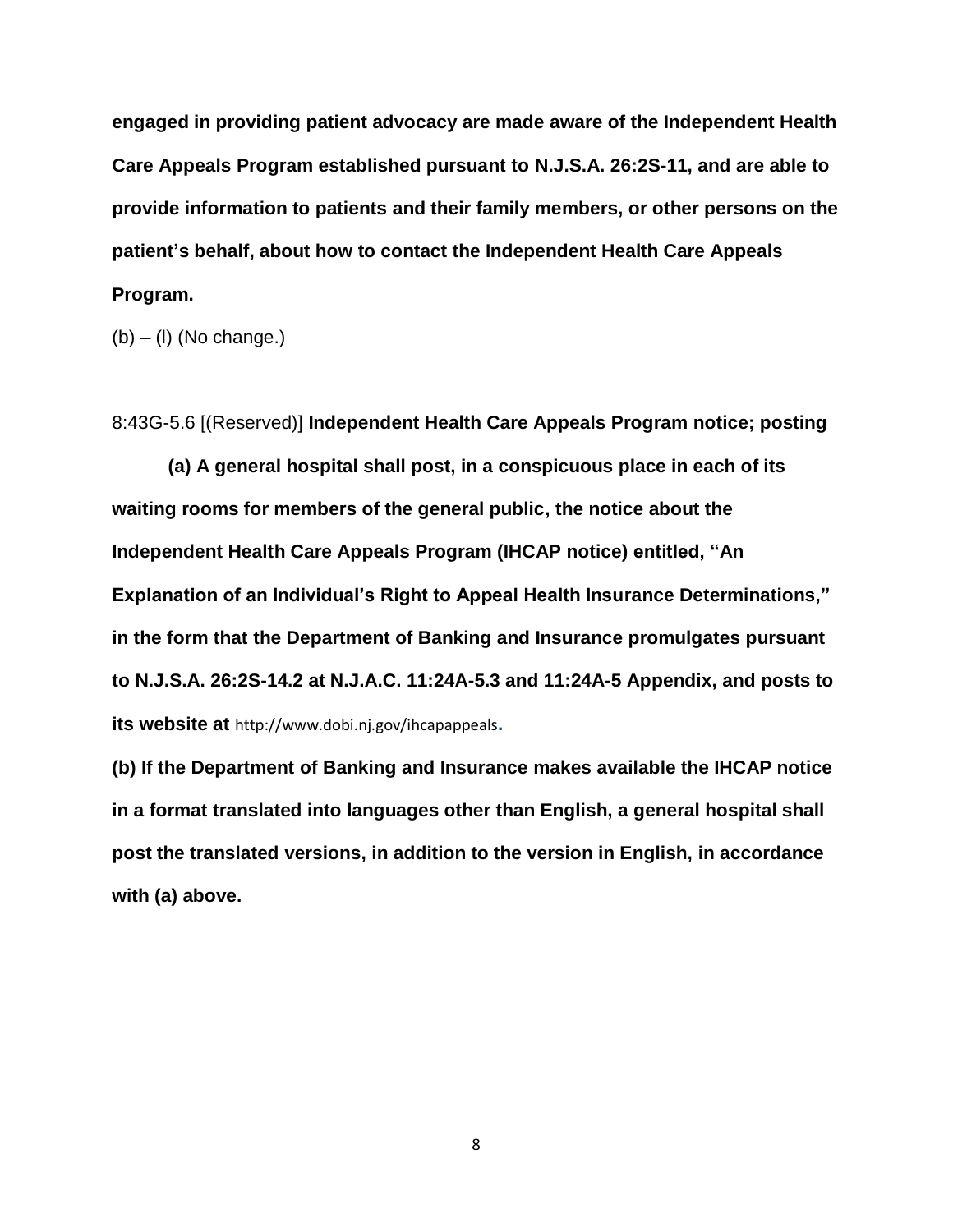**engaged in providing patient advocacy are made aware of the Independent Health Care Appeals Program established pursuant to N.J.S.A. 26:2S-11, and are able to provide information to patients and their family members, or other persons on the patient's behalf, about how to contact the Independent Health Care Appeals Program.**

(b) – (l) (No change.)

8:43G-5.6 [(Reserved)] **Independent Health Care Appeals Program notice; posting**

**(a) A general hospital shall post, in a conspicuous place in each of its waiting rooms for members of the general public, the notice about the Independent Health Care Appeals Program (IHCAP notice) entitled, "An Explanation of an Individual's Right to Appeal Health Insurance Determinations," in the form that the Department of Banking and Insurance promulgates pursuant to N.J.S.A. 26:2S-14.2 at N.J.A.C. 11:24A-5.3 and 11:24A-5 Appendix, and posts to its website at** http://www.dobi.nj.gov/ihcapappeals**.**

**(b) If the Department of Banking and Insurance makes available the IHCAP notice in a format translated into languages other than English, a general hospital shall post the translated versions, in addition to the version in English, in accordance with (a) above.**